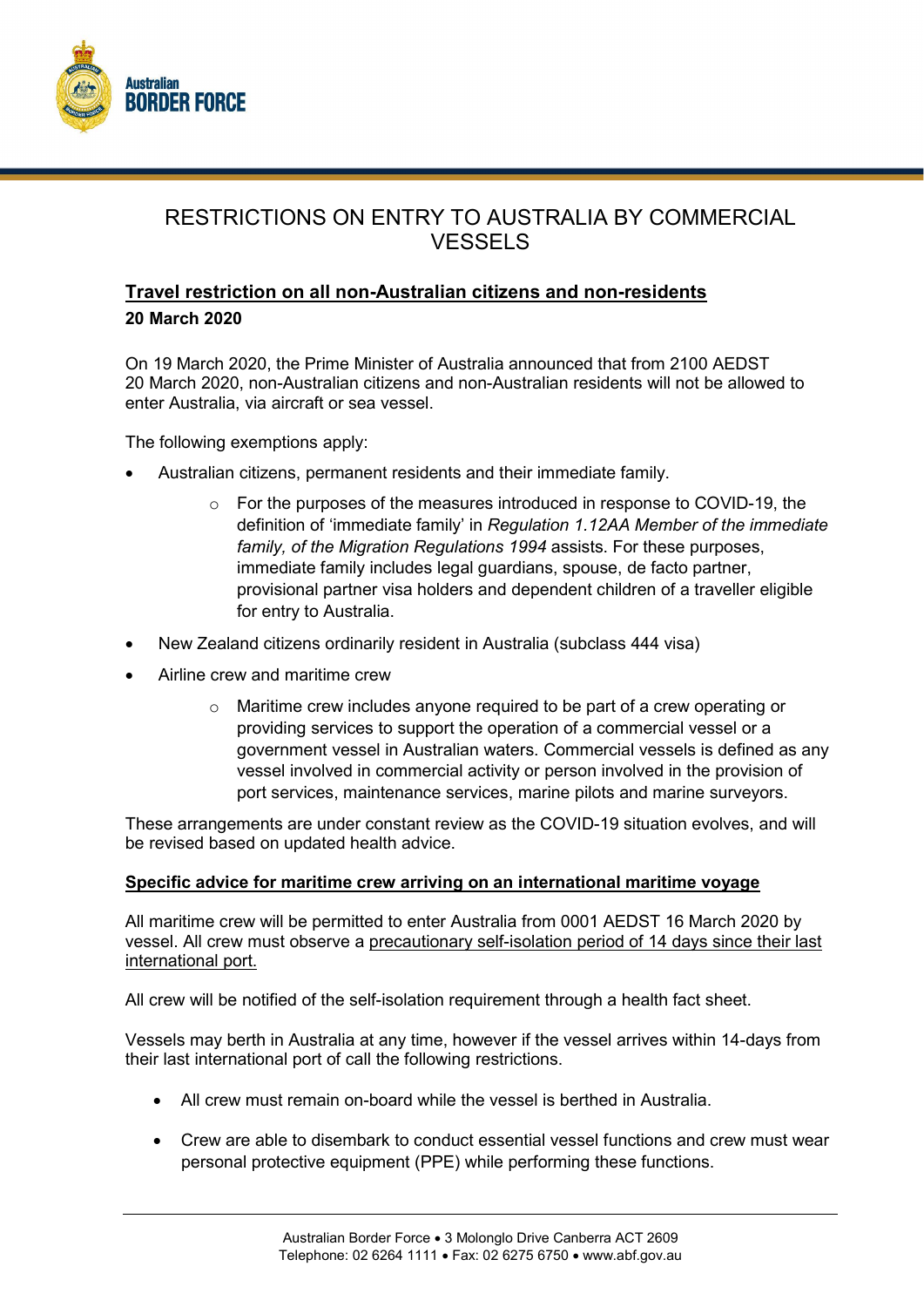# RESTRICTIONS ON ENTRY TO AUSTRALIA BY COMMERCIAL VESSELS

## Travel restriction on all non-Australian citizens and non-residents

**20 March 2020**

On 19 March 2020, the Prime Minister of Australia announced that from 2100 AEDST 20 March 2020, non-Australian citizens and non-Australian residents will not be allowed to enter Australia, via aircraft or sea vessel.

The following exemptions apply:

- Australian citizens, permanent residents and their immediate family.
    - For the purposes of the measures introduced in response to COVID-19, the definition of 'immediate family' in *Regulation 1.12AA Member of the immediate family, of the Migration Regulations 1994* assists. For these purposes, immediate family includes legal guardians, spouse, de facto partner, provisional partner visa holders and dependent children of a traveller eligible for entry to Australia.
- New Zealand citizens ordinarily resident in Australia (subclass 444 visa)
- Airline crew and maritime crew
    - Maritime crew includes anyone required to be part of a crew operating or providing services to support the operation of a commercial vessel or a government vessel in Australian waters. Commercial vessels is defined as any vessel involved in commercial activity or person involved in the provision of port services, maintenance services, marine pilots and marine surveyors.

These arrangements are under constant review as the COVID-19 situation evolves, and will be revised based on updated health advice.

## Specific advice for maritime crew arriving on an international maritime voyage

All maritime crew will be permitted to enter Australia from 0001 AEDST 16 March 2020 by vessel. All crew must observe a precautionary self-isolation period of 14 days since their last international port.

All crew will be notified of the self-isolation requirement through a health fact sheet.

Vessels may berth in Australia at any time, however if the vessel arrives within 14-days from their last international port of call the following restrictions.

- All crew must remain on-board while the vessel is berthed in Australia.
- Crew are able to disembark to conduct essential vessel functions and crew must wear personal protective equipment (PPE) while performing these functions.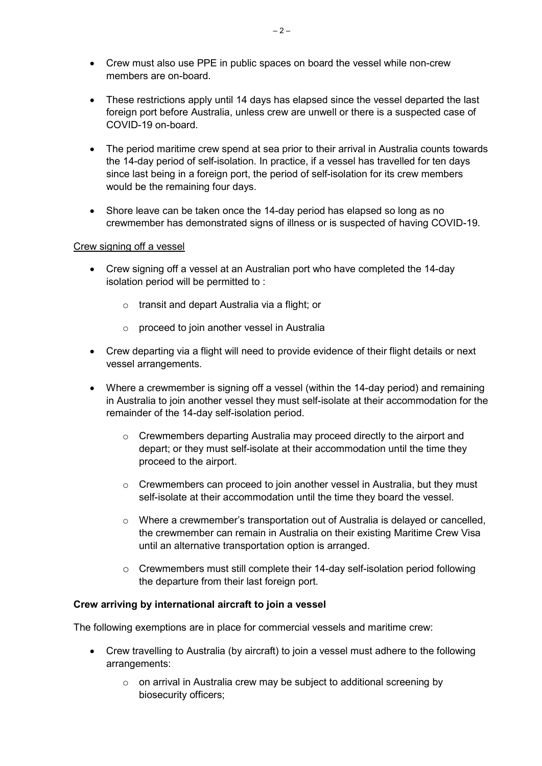- Crew must also use PPE in public spaces on board the vessel while non-crew members are on-board.
- These restrictions apply until 14 days has elapsed since the vessel departed the last foreign port before Australia, unless crew are unwell or there is a suspected case of COVID-19 on-board.
- The period maritime crew spend at sea prior to their arrival in Australia counts towards the 14-day period of self-isolation. In practice, if a vessel has travelled for ten days since last being in a foreign port, the period of self-isolation for its crew members would be the remaining four days.
- Shore leave can be taken once the 14-day period has elapsed so long as no crewmember has demonstrated signs of illness or is suspected of having COVID-19.

<u>Crew signing off a vessel</u>

- Crew signing off a vessel at an Australian port who have completed the 14-day isolation period will be permitted to :
  - transit and depart Australia via a flight; or
  - proceed to join another vessel in Australia
- Crew departing via a flight will need to provide evidence of their flight details or next vessel arrangements.
- Where a crewmember is signing off a vessel (within the 14-day period) and remaining in Australia to join another vessel they must self-isolate at their accommodation for the remainder of the 14-day self-isolation period.
  - Crewmembers departing Australia may proceed directly to the airport and depart; or they must self-isolate at their accommodation until the time they proceed to the airport.
  - Crewmembers can proceed to join another vessel in Australia, but they must self-isolate at their accommodation until the time they board the vessel.
  - Where a crewmember's transportation out of Australia is delayed or cancelled, the crewmember can remain in Australia on their existing Maritime Crew Visa until an alternative transportation option is arranged.
  - Crewmembers must still complete their 14-day self-isolation period following the departure from their last foreign port.

**Crew arriving by international aircraft to join a vessel**

The following exemptions are in place for commercial vessels and maritime crew:

- Crew travelling to Australia (by aircraft) to join a vessel must adhere to the following arrangements:
  - on arrival in Australia crew may be subject to additional screening by biosecurity officers;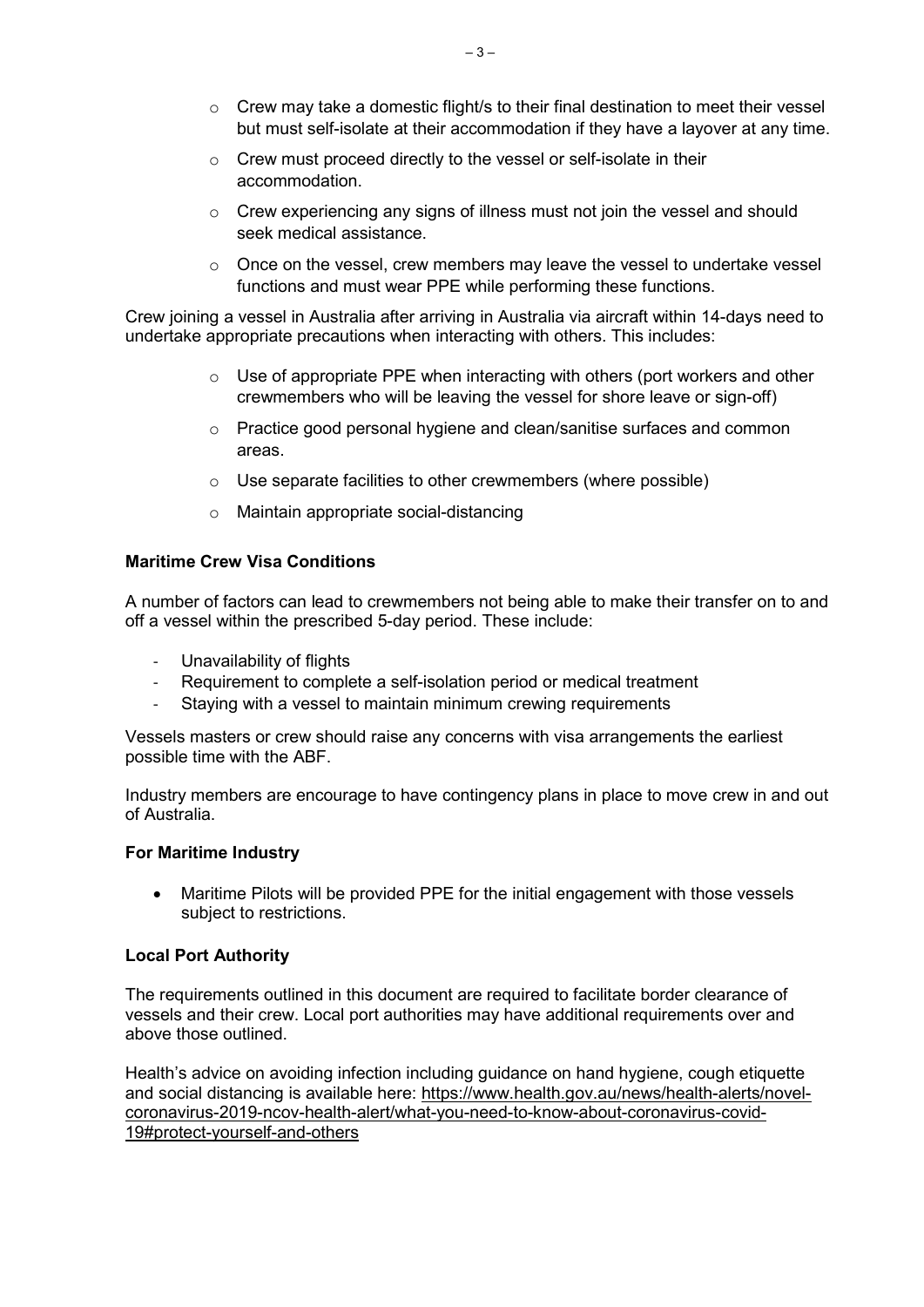- Crew may take a domestic flight/s to their final destination to meet their vessel but must self-isolate at their accommodation if they have a layover at any time.
- Crew must proceed directly to the vessel or self-isolate in their accommodation.
- Crew experiencing any signs of illness must not join the vessel and should seek medical assistance.
- Once on the vessel, crew members may leave the vessel to undertake vessel functions and must wear PPE while performing these functions.

Crew joining a vessel in Australia after arriving in Australia via aircraft within 14-days need to undertake appropriate precautions when interacting with others. This includes:

- Use of appropriate PPE when interacting with others (port workers and other crewmembers who will be leaving the vessel for shore leave or sign-off)
- Practice good personal hygiene and clean/sanitise surfaces and common areas.
- Use separate facilities to other crewmembers (where possible)
- Maintain appropriate social-distancing

**Maritime Crew Visa Conditions**

A number of factors can lead to crewmembers not being able to make their transfer on to and off a vessel within the prescribed 5-day period. These include:

- Unavailability of flights
- Requirement to complete a self-isolation period or medical treatment
- Staying with a vessel to maintain minimum crewing requirements

Vessels masters or crew should raise any concerns with visa arrangements the earliest possible time with the ABF.

Industry members are encourage to have contingency plans in place to move crew in and out of Australia.

**For Maritime Industry**

- Maritime Pilots will be provided PPE for the initial engagement with those vessels subject to restrictions.

**Local Port Authority**

The requirements outlined in this document are required to facilitate border clearance of vessels and their crew. Local port authorities may have additional requirements over and above those outlined.

Health's advice on avoiding infection including guidance on hand hygiene, cough etiquette and social distancing is available here: https://www.health.gov.au/news/health-alerts/novel-coronavirus-2019-ncov-health-alert/what-you-need-to-know-about-coronavirus-covid-19#protect-yourself-and-others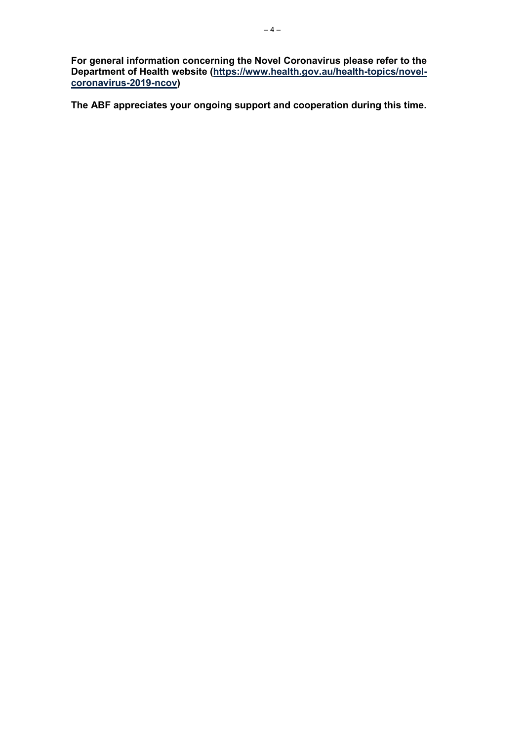**For general information concerning the Novel Coronavirus please refer to the Department of Health website ([https://www.health.gov.au/health-topics/novel-coronavirus-2019-ncov](https://www.health.gov.au/health-topics/novel-coronavirus-2019-ncov))**

**The ABF appreciates your ongoing support and cooperation during this time.**